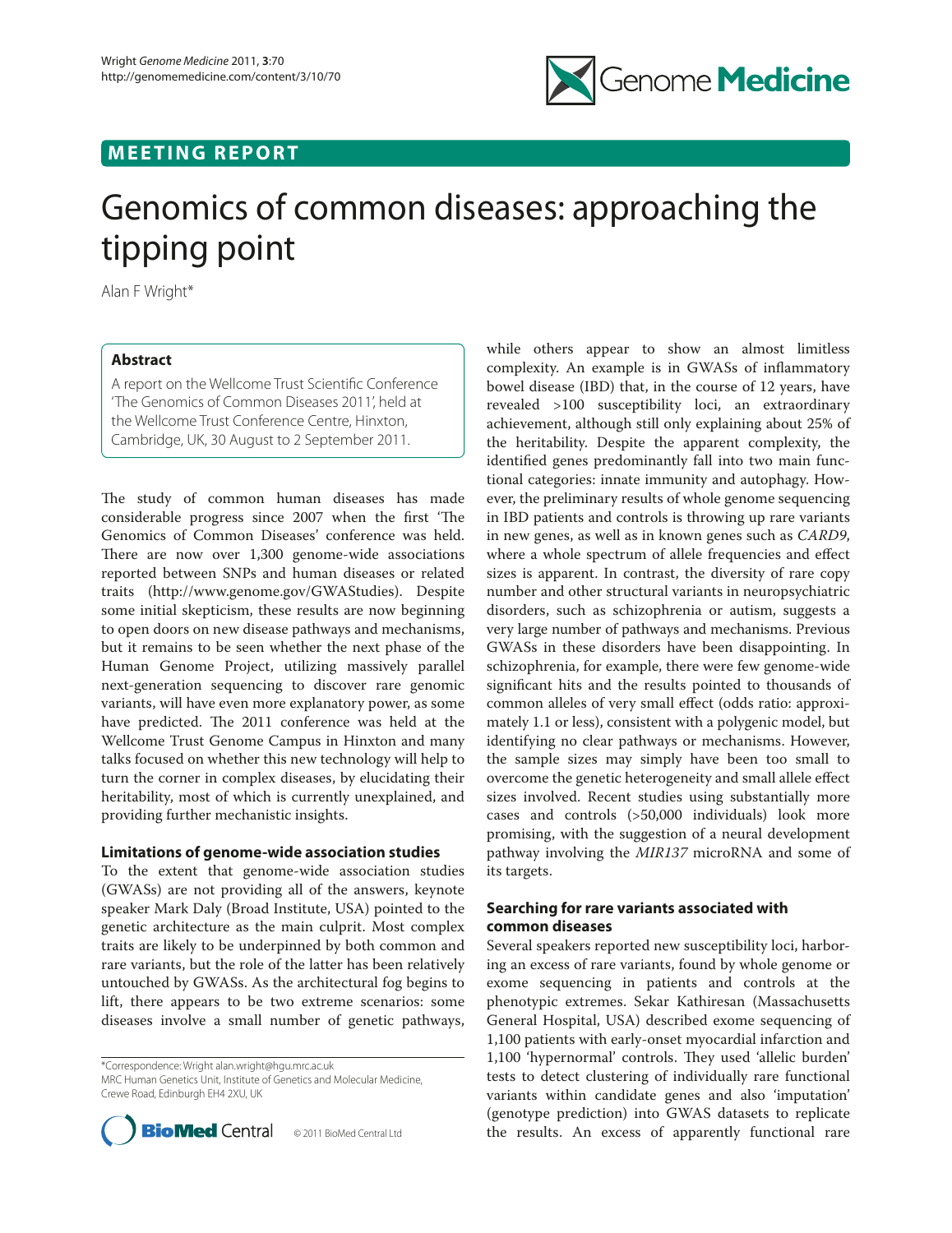MEETING REPORT

# Genomics of common diseases: approaching the tipping point

Alan F Wright*

## Abstract

A report on the Wellcome Trust Scientific Conference 'The Genomics of Common Diseases 2011', held at the Wellcome Trust Conference Centre, Hinxton, Cambridge, UK, 30 August to 2 September 2011.

The study of common human diseases has made considerable progress since 2007 when the first 'The Genomics of Common Diseases' conference was held. There are now over 1,300 genome-wide associations reported between SNPs and human diseases or related traits (http://www.genome.gov/GWAStudies). Despite some initial skepticism, these results are now beginning to open doors on new disease pathways and mechanisms, but it remains to be seen whether the next phase of the Human Genome Project, utilizing massively parallel next-generation sequencing to discover rare genomic variants, will have even more explanatory power, as some have predicted. The 2011 conference was held at the Wellcome Trust Genome Campus in Hinxton and many talks focused on whether this new technology will help to turn the corner in complex diseases, by elucidating their heritability, most of which is currently unexplained, and providing further mechanistic insights.

### Limitations of genome-wide association studies

To the extent that genome-wide association studies (GWASs) are not providing all of the answers, keynote speaker Mark Daly (Broad Institute, USA) pointed to the genetic architecture as the main culprit. Most complex traits are likely to be underpinned by both common and rare variants, but the role of the latter has been relatively untouched by GWASs. As the architectural fog begins to lift, there appears to be two extreme scenarios: some diseases involve a small number of genetic pathways, while others appear to show an almost limitless complexity. An example is in GWASs of inflammatory bowel disease (IBD) that, in the course of 12 years, have revealed >100 susceptibility loci, an extraordinary achievement, although still only explaining about 25% of the heritability. Despite the apparent complexity, the identified genes predominantly fall into two main functional categories: innate immunity and autophagy. However, the preliminary results of whole genome sequencing in IBD patients and controls is throwing up rare variants in new genes, as well as in known genes such as *CARD9*, where a whole spectrum of allele frequencies and effect sizes is apparent. In contrast, the diversity of rare copy number and other structural variants in neuropsychiatric disorders, such as schizophrenia or autism, suggests a very large number of pathways and mechanisms. Previous GWASs in these disorders have been disappointing. In schizophrenia, for example, there were few genome-wide significant hits and the results pointed to thousands of common alleles of very small effect (odds ratio: approximately 1.1 or less), consistent with a polygenic model, but identifying no clear pathways or mechanisms. However, the sample sizes may simply have been too small to overcome the genetic heterogeneity and small allele effect sizes involved. Recent studies using substantially more cases and controls (>50,000 individuals) look more promising, with the suggestion of a neural development pathway involving the *MIR137* microRNA and some of its targets.

### Searching for rare variants associated with common diseases

Several speakers reported new susceptibility loci, harboring an excess of rare variants, found by whole genome or exome sequencing in patients and controls at the phenotypic extremes. Sekar Kathiresan (Massachusetts General Hospital, USA) described exome sequencing of 1,100 patients with early-onset myocardial infarction and 1,100 'hypernormal' controls. They used 'allelic burden' tests to detect clustering of individually rare functional variants within candidate genes and also 'imputation' (genotype prediction) into GWAS datasets to replicate the results. An excess of apparently functional rare

*Correspondence: Wright alan.wright@hgu.mrc.ac.uk
MRC Human Genetics Unit, Institute of Genetics and Molecular Medicine, Crewe Road, Edinburgh EH4 2XU, UK

© 2011 BioMed Central Ltd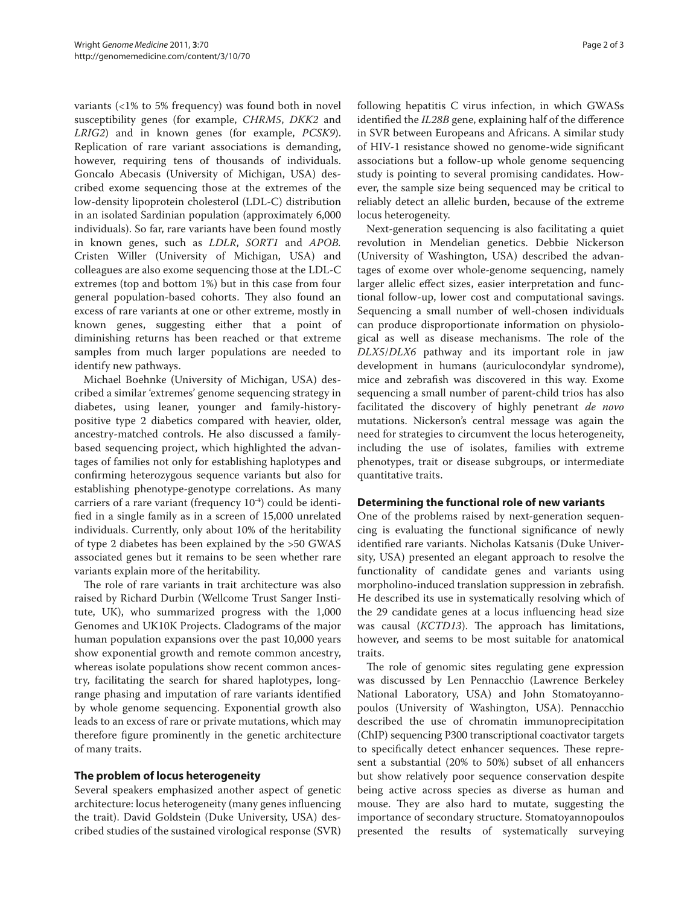variants (<1% to 5% frequency) was found both in novel susceptibility genes (for example, *CHRM5*, *DKK2* and *LRIG2*) and in known genes (for example, *PCSK9*). Replication of rare variant associations is demanding, however, requiring tens of thousands of individuals. Goncalo Abecasis (University of Michigan, USA) described exome sequencing those at the extremes of the low-density lipoprotein cholesterol (LDL-C) distribution in an isolated Sardinian population (approximately 6,000 individuals). So far, rare variants have been found mostly in known genes, such as *LDLR*, *SORT1* and *APOB*. Cristen Willer (University of Michigan, USA) and colleagues are also exome sequencing those at the LDL-C extremes (top and bottom 1%) but in this case from four general population-based cohorts. They also found an excess of rare variants at one or other extreme, mostly in known genes, suggesting either that a point of diminishing returns has been reached or that extreme samples from much larger populations are needed to identify new pathways.

Michael Boehnke (University of Michigan, USA) described a similar 'extremes' genome sequencing strategy in diabetes, using leaner, younger and family-history-positive type 2 diabetics compared with heavier, older, ancestry-matched controls. He also discussed a family-based sequencing project, which highlighted the advantages of families not only for establishing haplotypes and confirming heterozygous sequence variants but also for establishing phenotype-genotype correlations. As many carriers of a rare variant (frequency $10^{-4}$) could be identified in a single family as in a screen of 15,000 unrelated individuals. Currently, only about 10% of the heritability of type 2 diabetes has been explained by the >50 GWAS associated genes but it remains to be seen whether rare variants explain more of the heritability.

The role of rare variants in trait architecture was also raised by Richard Durbin (Wellcome Trust Sanger Institute, UK), who summarized progress with the 1,000 Genomes and UK10K Projects. Cladograms of the major human population expansions over the past 10,000 years show exponential growth and remote common ancestry, whereas isolate populations show recent common ancestry, facilitating the search for shared haplotypes, long-range phasing and imputation of rare variants identified by whole genome sequencing. Exponential growth also leads to an excess of rare or private mutations, which may therefore figure prominently in the genetic architecture of many traits.

## The problem of locus heterogeneity

Several speakers emphasized another aspect of genetic architecture: locus heterogeneity (many genes influencing the trait). David Goldstein (Duke University, USA) described studies of the sustained virological response (SVR) following hepatitis C virus infection, in which GWASs identified the *IL28B* gene, explaining half of the difference in SVR between Europeans and Africans. A similar study of HIV-1 resistance showed no genome-wide significant associations but a follow-up whole genome sequencing study is pointing to several promising candidates. However, the sample size being sequenced may be critical to reliably detect an allelic burden, because of the extreme locus heterogeneity.

Next-generation sequencing is also facilitating a quiet revolution in Mendelian genetics. Debbie Nickerson (University of Washington, USA) described the advantages of exome over whole-genome sequencing, namely larger allelic effect sizes, easier interpretation and functional follow-up, lower cost and computational savings. Sequencing a small number of well-chosen individuals can produce disproportionate information on physiological as well as disease mechanisms. The role of the *DLX5*/*DLX6* pathway and its important role in jaw development in humans (auriculocondylar syndrome), mice and zebrafish was discovered in this way. Exome sequencing a small number of parent-child trios has also facilitated the discovery of highly penetrant *de novo* mutations. Nickerson's central message was again the need for strategies to circumvent the locus heterogeneity, including the use of isolates, families with extreme phenotypes, trait or disease subgroups, or intermediate quantitative traits.

## Determining the functional role of new variants

One of the problems raised by next-generation sequencing is evaluating the functional significance of newly identified rare variants. Nicholas Katsanis (Duke University, USA) presented an elegant approach to resolve the functionality of candidate genes and variants using morpholino-induced translation suppression in zebrafish. He described its use in systematically resolving which of the 29 candidate genes at a locus influencing head size was causal (*KCTD13*). The approach has limitations, however, and seems to be most suitable for anatomical traits.

The role of genomic sites regulating gene expression was discussed by Len Pennacchio (Lawrence Berkeley National Laboratory, USA) and John Stomatoyannopoulos (University of Washington, USA). Pennacchio described the use of chromatin immunoprecipitation (ChIP) sequencing P300 transcriptional coactivator targets to specifically detect enhancer sequences. These represent a substantial (20% to 50%) subset of all enhancers but show relatively poor sequence conservation despite being active across species as diverse as human and mouse. They are also hard to mutate, suggesting the importance of secondary structure. Stomatoyannopoulos presented the results of systematically surveying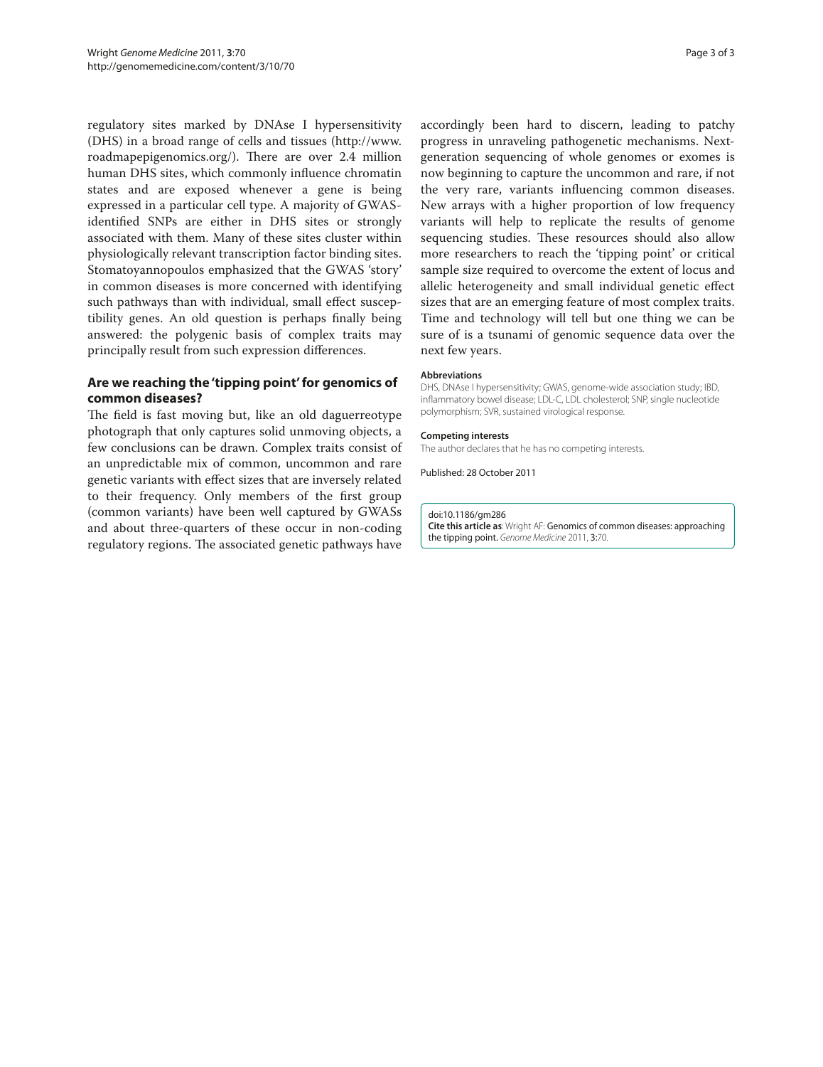regulatory sites marked by DNAse I hypersensitivity (DHS) in a broad range of cells and tissues (http://www.roadmapepigenomics.org/). There are over 2.4 million human DHS sites, which commonly influence chromatin states and are exposed whenever a gene is being expressed in a particular cell type. A majority of GWAS-identified SNPs are either in DHS sites or strongly associated with them. Many of these sites cluster within physiologically relevant transcription factor binding sites. Stomatoyannopoulos emphasized that the GWAS 'story' in common diseases is more concerned with identifying such pathways than with individual, small effect susceptibility genes. An old question is perhaps finally being answered: the polygenic basis of complex traits may principally result from such expression differences.

## Are we reaching the 'tipping point' for genomics of common diseases?

The field is fast moving but, like an old daguerreotype photograph that only captures solid unmoving objects, a few conclusions can be drawn. Complex traits consist of an unpredictable mix of common, uncommon and rare genetic variants with effect sizes that are inversely related to their frequency. Only members of the first group (common variants) have been well captured by GWASs and about three-quarters of these occur in non-coding regulatory regions. The associated genetic pathways have accordingly been hard to discern, leading to patchy progress in unraveling pathogenetic mechanisms. Next-generation sequencing of whole genomes or exomes is now beginning to capture the uncommon and rare, if not the very rare, variants influencing common diseases. New arrays with a higher proportion of low frequency variants will help to replicate the results of genome sequencing studies. These resources should also allow more researchers to reach the 'tipping point' or critical sample size required to overcome the extent of locus and allelic heterogeneity and small individual genetic effect sizes that are an emerging feature of most complex traits. Time and technology will tell but one thing we can be sure of is a tsunami of genomic sequence data over the next few years.

### Abbreviations

DHS, DNAse I hypersensitivity; GWAS, genome-wide association study; IBD, inflammatory bowel disease; LDL-C, LDL cholesterol; SNP, single nucleotide polymorphism; SVR, sustained virological response.

### Competing interests

The author declares that he has no competing interests.

Published: 28 October 2011

doi:10.1186/gm286
**Cite this article as**: Wright AF: **Genomics of common diseases: approaching the tipping point.** *Genome Medicine* 2011, **3**:70.